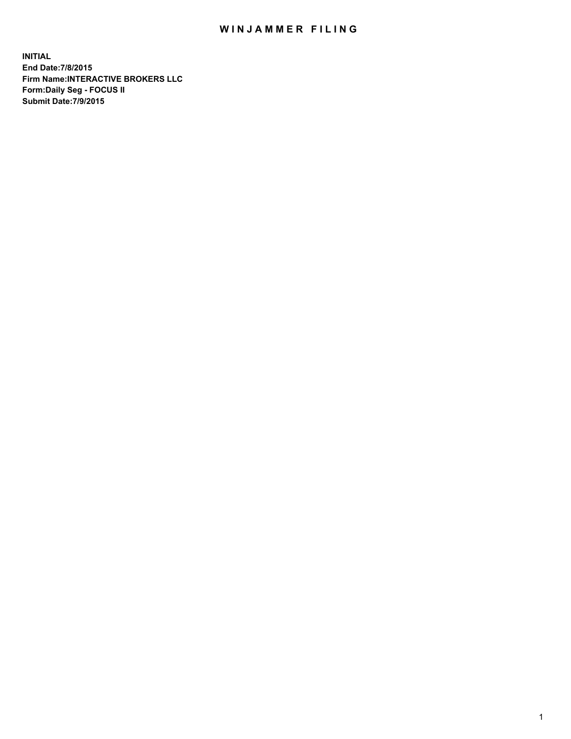# WINJAMMER FILING

**INITIAL**
**End Date:7/8/2015**
**Firm Name:INTERACTIVE BROKERS LLC**
**Form:Daily Seg - FOCUS II**
**Submit Date:7/9/2015**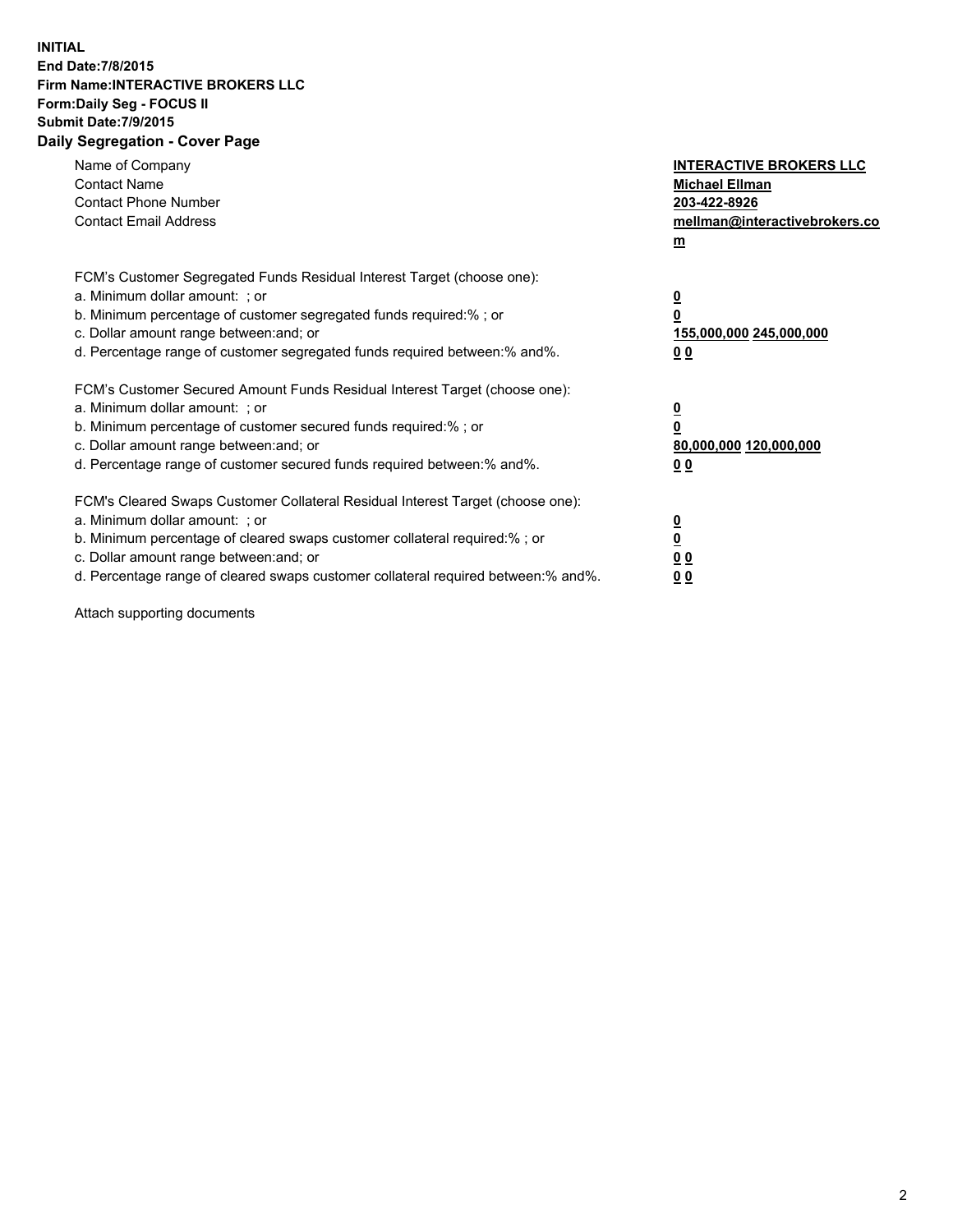**INITIAL**
**End Date:7/8/2015**
**Firm Name:INTERACTIVE BROKERS LLC**
**Form:Daily Seg - FOCUS II**
**Submit Date:7/9/2015**
**Daily Segregation - Cover Page**

| | |
|---|---|
| Name of Company | **INTERACTIVE BROKERS LLC** |
| Contact Name | **Michael Ellman** |
| Contact Phone Number | **203-422-8926** |
| Contact Email Address | **mellman@interactivebrokers.com** |

FCM's Customer Segregated Funds Residual Interest Target (choose one):

| | |
|---|---|
| a. Minimum dollar amount: ; or | **0** |
| b. Minimum percentage of customer segregated funds required:% ; or | **0** |
| c. Dollar amount range between:and; or | **155,000,000 245,000,000** |
| d. Percentage range of customer segregated funds required between:% and%. | **0 0** |

FCM's Customer Secured Amount Funds Residual Interest Target (choose one):

| | |
|---|---|
| a. Minimum dollar amount: ; or | **0** |
| b. Minimum percentage of customer secured funds required:% ; or | **0** |
| c. Dollar amount range between:and; or | **80,000,000 120,000,000** |
| d. Percentage range of customer secured funds required between:% and%. | **0 0** |

FCM's Cleared Swaps Customer Collateral Residual Interest Target (choose one):

| | |
|---|---|
| a. Minimum dollar amount: ; or | **0** |
| b. Minimum percentage of cleared swaps customer collateral required:% ; or | **0** |
| c. Dollar amount range between:and; or | **0 0** |
| d. Percentage range of cleared swaps customer collateral required between:% and%. | **0 0** |

Attach supporting documents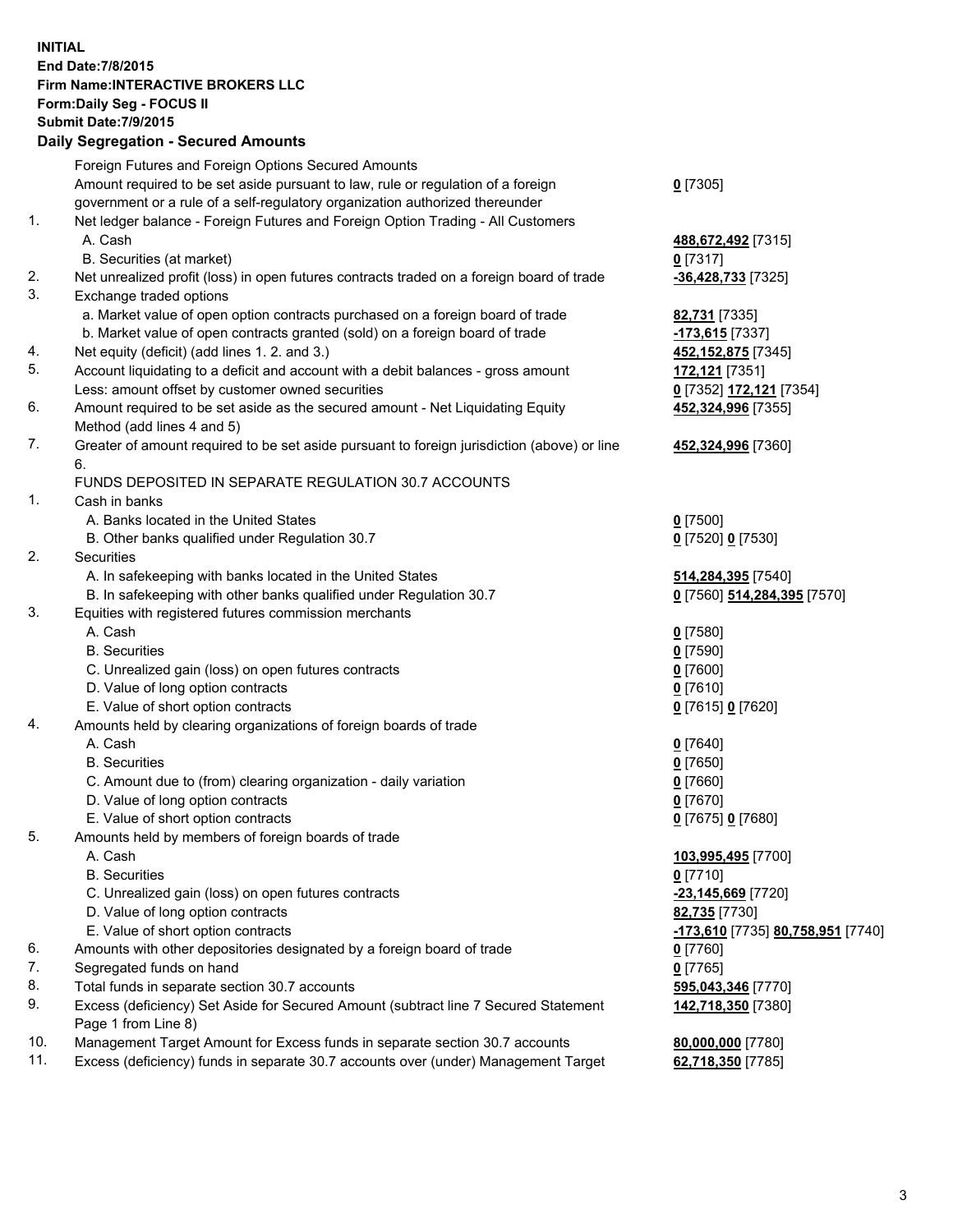**INITIAL**
**End Date:7/8/2015**
**Firm Name:INTERACTIVE BROKERS LLC**
**Form:Daily Seg - FOCUS II**
**Submit Date:7/9/2015**

## Daily Segregation - Secured Amounts

| | | |
|---|---|---|
| | Foreign Futures and Foreign Options Secured Amounts | |
| | Amount required to be set aside pursuant to law, rule or regulation of a foreign government or a rule of a self-regulatory organization authorized thereunder | **0** [7305] |
| 1. | Net ledger balance - Foreign Futures and Foreign Option Trading - All Customers | |
| | A. Cash | **488,672,492** [7315] |
| | B. Securities (at market) | **0** [7317] |
| 2. | Net unrealized profit (loss) in open futures contracts traded on a foreign board of trade | **-36,428,733** [7325] |
| 3. | Exchange traded options | |
| | a. Market value of open option contracts purchased on a foreign board of trade | **82,731** [7335] |
| | b. Market value of open contracts granted (sold) on a foreign board of trade | **-173,615** [7337] |
| 4. | Net equity (deficit) (add lines 1. 2. and 3.) | **452,152,875** [7345] |
| 5. | Account liquidating to a deficit and account with a debit balances - gross amount | **172,121** [7351] |
| | Less: amount offset by customer owned securities | **0** [7352] **172,121** [7354] |
| 6. | Amount required to be set aside as the secured amount - Net Liquidating Equity Method (add lines 4 and 5) | **452,324,996** [7355] |
| 7. | Greater of amount required to be set aside pursuant to foreign jurisdiction (above) or line 6. | **452,324,996** [7360] |
| | FUNDS DEPOSITED IN SEPARATE REGULATION 30.7 ACCOUNTS | |
| 1. | Cash in banks | |
| | A. Banks located in the United States | **0** [7500] |
| | B. Other banks qualified under Regulation 30.7 | **0** [7520] **0** [7530] |
| 2. | Securities | |
| | A. In safekeeping with banks located in the United States | **514,284,395** [7540] |
| | B. In safekeeping with other banks qualified under Regulation 30.7 | **0** [7560] **514,284,395** [7570] |
| 3. | Equities with registered futures commission merchants | |
| | A. Cash | **0** [7580] |
| | B. Securities | **0** [7590] |
| | C. Unrealized gain (loss) on open futures contracts | **0** [7600] |
| | D. Value of long option contracts | **0** [7610] |
| | E. Value of short option contracts | **0** [7615] **0** [7620] |
| 4. | Amounts held by clearing organizations of foreign boards of trade | |
| | A. Cash | **0** [7640] |
| | B. Securities | **0** [7650] |
| | C. Amount due to (from) clearing organization - daily variation | **0** [7660] |
| | D. Value of long option contracts | **0** [7670] |
| | E. Value of short option contracts | **0** [7675] **0** [7680] |
| 5. | Amounts held by members of foreign boards of trade | |
| | A. Cash | **103,995,495** [7700] |
| | B. Securities | **0** [7710] |
| | C. Unrealized gain (loss) on open futures contracts | **-23,145,669** [7720] |
| | D. Value of long option contracts | **82,735** [7730] |
| | E. Value of short option contracts | **-173,610** [7735] **80,758,951** [7740] |
| 6. | Amounts with other depositories designated by a foreign board of trade | **0** [7760] |
| 7. | Segregated funds on hand | **0** [7765] |
| 8. | Total funds in separate section 30.7 accounts | **595,043,346** [7770] |
| 9. | Excess (deficiency) Set Aside for Secured Amount (subtract line 7 Secured Statement Page 1 from Line 8) | **142,718,350** [7380] |
| 10. | Management Target Amount for Excess funds in separate section 30.7 accounts | **80,000,000** [7780] |
| 11. | Excess (deficiency) funds in separate 30.7 accounts over (under) Management Target | **62,718,350** [7785] |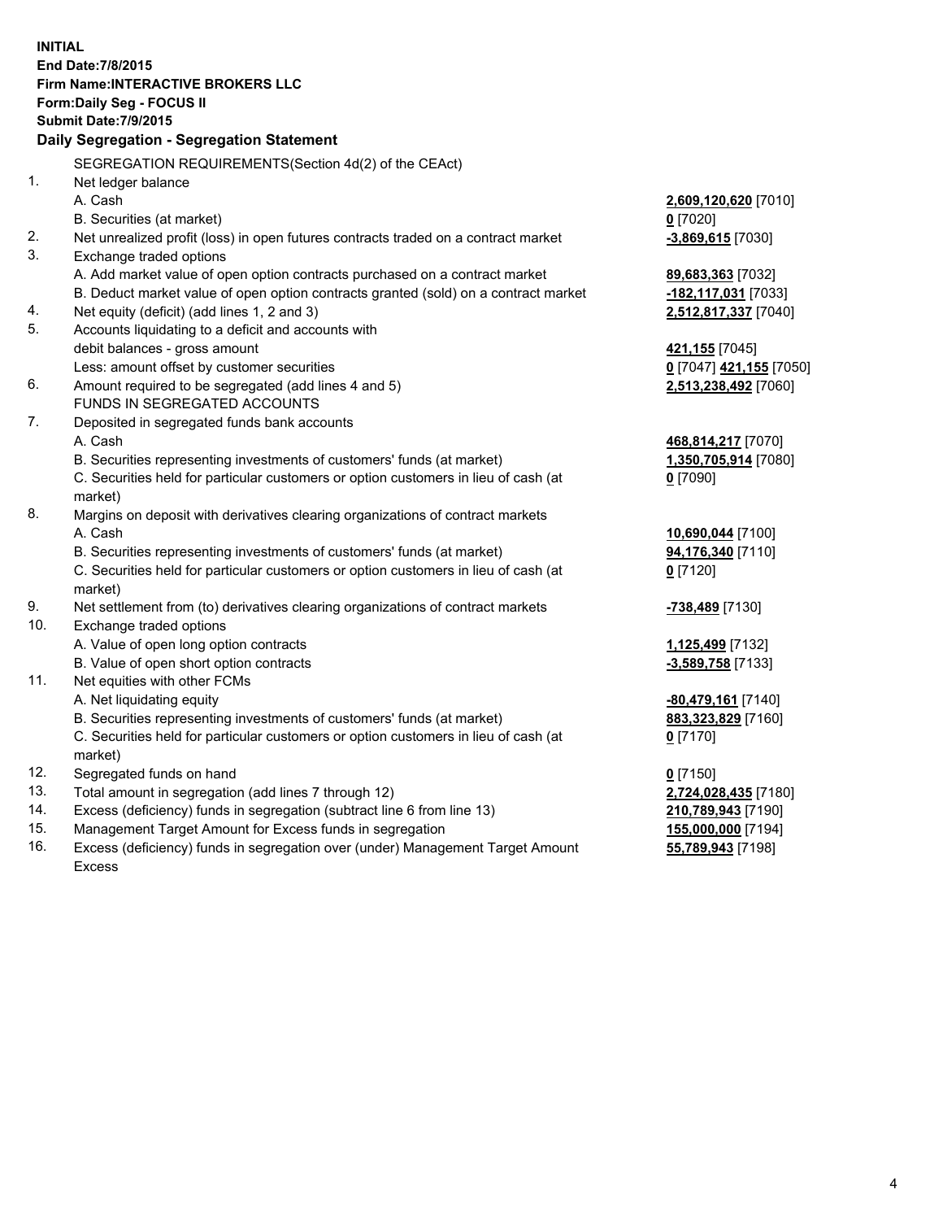**INITIAL**
**End Date:7/8/2015**
**Firm Name:INTERACTIVE BROKERS LLC**
**Form:Daily Seg - FOCUS II**
**Submit Date:7/9/2015**

## Daily Segregation - Segregation Statement

SEGREGATION REQUIREMENTS(Section 4d(2) of the CEAct)

| | | |
|---|---|---|
| 1. | Net ledger balance | |
| | A. Cash | **2,609,120,620** [7010] |
| | B. Securities (at market) | **0** [7020] |
| 2. | Net unrealized profit (loss) in open futures contracts traded on a contract market | **-3,869,615** [7030] |
| 3. | Exchange traded options | |
| | A. Add market value of open option contracts purchased on a contract market | **89,683,363** [7032] |
| | B. Deduct market value of open option contracts granted (sold) on a contract market | **-182,117,031** [7033] |
| 4. | Net equity (deficit) (add lines 1, 2 and 3) | **2,512,817,337** [7040] |
| 5. | Accounts liquidating to a deficit and accounts with debit balances - gross amount | **421,155** [7045] |
| | Less: amount offset by customer securities | **0** [7047] **421,155** [7050] |
| 6. | Amount required to be segregated (add lines 4 and 5) | **2,513,238,492** [7060] |
| | FUNDS IN SEGREGATED ACCOUNTS | |
| 7. | Deposited in segregated funds bank accounts | |
| | A. Cash | **468,814,217** [7070] |
| | B. Securities representing investments of customers' funds (at market) | **1,350,705,914** [7080] |
| | C. Securities held for particular customers or option customers in lieu of cash (at market) | **0** [7090] |
| 8. | Margins on deposit with derivatives clearing organizations of contract markets | |
| | A. Cash | **10,690,044** [7100] |
| | B. Securities representing investments of customers' funds (at market) | **94,176,340** [7110] |
| | C. Securities held for particular customers or option customers in lieu of cash (at market) | **0** [7120] |
| 9. | Net settlement from (to) derivatives clearing organizations of contract markets | **-738,489** [7130] |
| 10. | Exchange traded options | |
| | A. Value of open long option contracts | **1,125,499** [7132] |
| | B. Value of open short option contracts | **-3,589,758** [7133] |
| 11. | Net equities with other FCMs | |
| | A. Net liquidating equity | **-80,479,161** [7140] |
| | B. Securities representing investments of customers' funds (at market) | **883,323,829** [7160] |
| | C. Securities held for particular customers or option customers in lieu of cash (at market) | **0** [7170] |
| 12. | Segregated funds on hand | **0** [7150] |
| 13. | Total amount in segregation (add lines 7 through 12) | **2,724,028,435** [7180] |
| 14. | Excess (deficiency) funds in segregation (subtract line 6 from line 13) | **210,789,943** [7190] |
| 15. | Management Target Amount for Excess funds in segregation | **155,000,000** [7194] |
| 16. | Excess (deficiency) funds in segregation over (under) Management Target Amount Excess | **55,789,943** [7198] |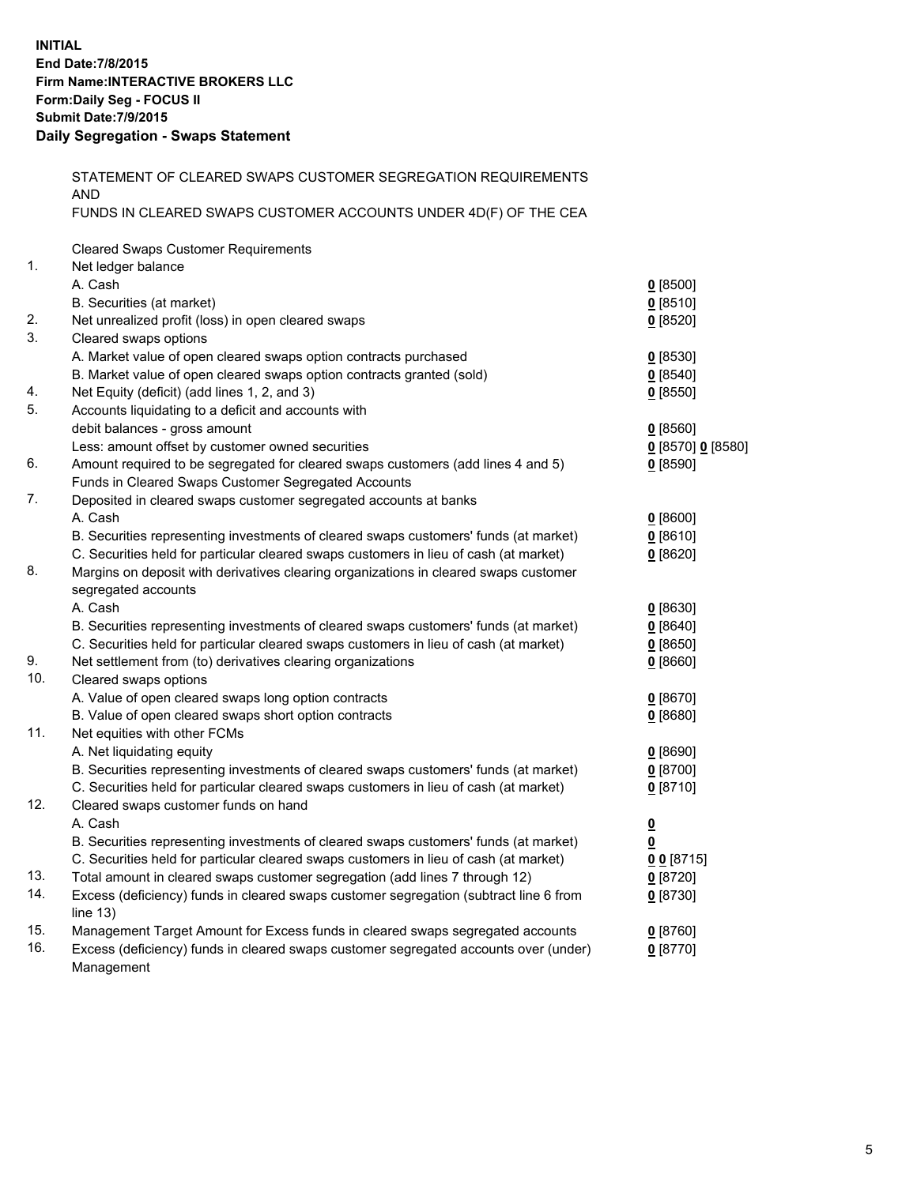**INITIAL**
**End Date:7/8/2015**
**Firm Name:INTERACTIVE BROKERS LLC**
**Form:Daily Seg - FOCUS II**
**Submit Date:7/9/2015**
**Daily Segregation - Swaps Statement**

STATEMENT OF CLEARED SWAPS CUSTOMER SEGREGATION REQUIREMENTS
AND
FUNDS IN CLEARED SWAPS CUSTOMER ACCOUNTS UNDER 4D(F) OF THE CEA

| | | |
|---|---|---|
| | Cleared Swaps Customer Requirements | |
| 1. | Net ledger balance | |
| | A. Cash | 0 [8500] |
| | B. Securities (at market) | 0 [8510] |
| 2. | Net unrealized profit (loss) in open cleared swaps | 0 [8520] |
| 3. | Cleared swaps options | |
| | A. Market value of open cleared swaps option contracts purchased | 0 [8530] |
| | B. Market value of open cleared swaps option contracts granted (sold) | 0 [8540] |
| 4. | Net Equity (deficit) (add lines 1, 2, and 3) | 0 [8550] |
| 5. | Accounts liquidating to a deficit and accounts with | |
| | debit balances - gross amount | 0 [8560] |
| | Less: amount offset by customer owned securities | 0 [8570] 0 [8580] |
| 6. | Amount required to be segregated for cleared swaps customers (add lines 4 and 5) | 0 [8590] |
| | Funds in Cleared Swaps Customer Segregated Accounts | |
| 7. | Deposited in cleared swaps customer segregated accounts at banks | |
| | A. Cash | 0 [8600] |
| | B. Securities representing investments of cleared swaps customers' funds (at market) | 0 [8610] |
| | C. Securities held for particular cleared swaps customers in lieu of cash (at market) | 0 [8620] |
| 8. | Margins on deposit with derivatives clearing organizations in cleared swaps customer segregated accounts | |
| | A. Cash | 0 [8630] |
| | B. Securities representing investments of cleared swaps customers' funds (at market) | 0 [8640] |
| | C. Securities held for particular cleared swaps customers in lieu of cash (at market) | 0 [8650] |
| 9. | Net settlement from (to) derivatives clearing organizations | 0 [8660] |
| 10. | Cleared swaps options | |
| | A. Value of open cleared swaps long option contracts | 0 [8670] |
| | B. Value of open cleared swaps short option contracts | 0 [8680] |
| 11. | Net equities with other FCMs | |
| | A. Net liquidating equity | 0 [8690] |
| | B. Securities representing investments of cleared swaps customers' funds (at market) | 0 [8700] |
| | C. Securities held for particular cleared swaps customers in lieu of cash (at market) | 0 [8710] |
| 12. | Cleared swaps customer funds on hand | |
| | A. Cash | 0 |
| | B. Securities representing investments of cleared swaps customers' funds (at market) | 0 |
| | C. Securities held for particular cleared swaps customers in lieu of cash (at market) | 0 0 [8715] |
| 13. | Total amount in cleared swaps customer segregation (add lines 7 through 12) | 0 [8720] |
| 14. | Excess (deficiency) funds in cleared swaps customer segregation (subtract line 6 from line 13) | 0 [8730] |
| 15. | Management Target Amount for Excess funds in cleared swaps segregated accounts | 0 [8760] |
| 16. | Excess (deficiency) funds in cleared swaps customer segregated accounts over (under) Management | 0 [8770] |